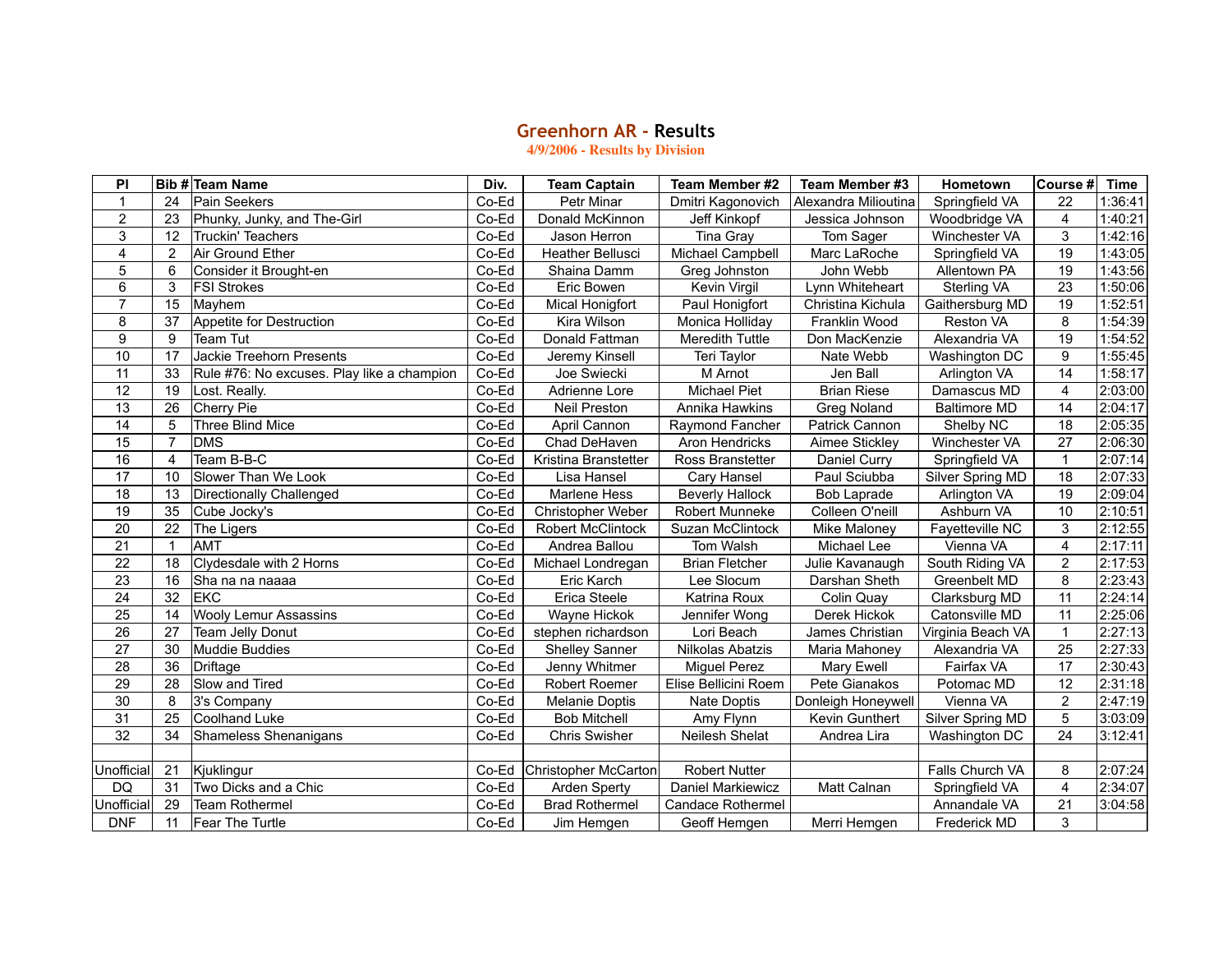# Greenhorn AR - Results

**4/9/2006 - Results by Division**

| Pl | Bib # | Team Name | Div. | Team Captain | Team Member #2 | Team Member #3 | Hometown | Course # | Time |
|---|---|---|---|---|---|---|---|---|---|
| 1 | 24 | Pain Seekers | Co-Ed | Petr Minar | Dmitri Kagonovich | Alexandra Milioutina | Springfield VA | 22 | 1:36:41 |
| 2 | 23 | Phunky, Junky, and The-Girl | Co-Ed | Donald McKinnon | Jeff Kinkopf | Jessica Johnson | Woodbridge VA | 4 | 1:40:21 |
| 3 | 12 | Truckin' Teachers | Co-Ed | Jason Herron | Tina Gray | Tom Sager | Winchester VA | 3 | 1:42:16 |
| 4 | 2 | Air Ground Ether | Co-Ed | Heather Bellusci | Michael Campbell | Marc LaRoche | Springfield VA | 19 | 1:43:05 |
| 5 | 6 | Consider it Brought-en | Co-Ed | Shaina Damm | Greg Johnston | John Webb | Allentown PA | 19 | 1:43:56 |
| 6 | 3 | FSI Strokes | Co-Ed | Eric Bowen | Kevin Virgil | Lynn Whiteheart | Sterling VA | 23 | 1:50:06 |
| 7 | 15 | Mayhem | Co-Ed | Mical Honigfort | Paul Honigfort | Christina Kichula | Gaithersburg MD | 19 | 1:52:51 |
| 8 | 37 | Appetite for Destruction | Co-Ed | Kira Wilson | Monica Holliday | Franklin Wood | Reston VA | 8 | 1:54:39 |
| 9 | 9 | Team Tut | Co-Ed | Donald Fattman | Meredith Tuttle | Don MacKenzie | Alexandria VA | 19 | 1:54:52 |
| 10 | 17 | Jackie Treehorn Presents | Co-Ed | Jeremy Kinsell | Teri Taylor | Nate Webb | Washington DC | 9 | 1:55:45 |
| 11 | 33 | Rule #76: No excuses. Play like a champion | Co-Ed | Joe Swiecki | M Arnot | Jen Ball | Arlington VA | 14 | 1:58:17 |
| 12 | 19 | Lost. Really. | Co-Ed | Adrienne Lore | Michael Piet | Brian Riese | Damascus MD | 4 | 2:03:00 |
| 13 | 26 | Cherry Pie | Co-Ed | Neil Preston | Annika Hawkins | Greg Noland | Baltimore MD | 14 | 2:04:17 |
| 14 | 5 | Three Blind Mice | Co-Ed | April Cannon | Raymond Fancher | Patrick Cannon | Shelby NC | 18 | 2:05:35 |
| 15 | 7 | DMS | Co-Ed | Chad DeHaven | Aron Hendricks | Aimee Stickley | Winchester VA | 27 | 2:06:30 |
| 16 | 4 | Team B-B-C | Co-Ed | Kristina Branstetter | Ross Branstetter | Daniel Curry | Springfield VA | 1 | 2:07:14 |
| 17 | 10 | Slower Than We Look | Co-Ed | Lisa Hansel | Cary Hansel | Paul Sciubba | Silver Spring MD | 18 | 2:07:33 |
| 18 | 13 | Directionally Challenged | Co-Ed | Marlene Hess | Beverly Hallock | Bob Laprade | Arlington VA | 19 | 2:09:04 |
| 19 | 35 | Cube Jocky's | Co-Ed | Christopher Weber | Robert Munneke | Colleen O'neill | Ashburn VA | 10 | 2:10:51 |
| 20 | 22 | The Ligers | Co-Ed | Robert McClintock | Suzan McClintock | Mike Maloney | Fayetteville NC | 3 | 2:12:55 |
| 21 | 1 | AMT | Co-Ed | Andrea Ballou | Tom Walsh | Michael Lee | Vienna VA | 4 | 2:17:11 |
| 22 | 18 | Clydesdale with 2 Horns | Co-Ed | Michael Londregan | Brian Fletcher | Julie Kavanaugh | South Riding VA | 2 | 2:17:53 |
| 23 | 16 | Sha na na naaaa | Co-Ed | Eric Karch | Lee Slocum | Darshan Sheth | Greenbelt MD | 8 | 2:23:43 |
| 24 | 32 | EKC | Co-Ed | Erica Steele | Katrina Roux | Colin Quay | Clarksburg MD | 11 | 2:24:14 |
| 25 | 14 | Wooly Lemur Assassins | Co-Ed | Wayne Hickok | Jennifer Wong | Derek Hickok | Catonsville MD | 11 | 2:25:06 |
| 26 | 27 | Team Jelly Donut | Co-Ed | stephen richardson | Lori Beach | James Christian | Virginia Beach VA | 1 | 2:27:13 |
| 27 | 30 | Muddie Buddies | Co-Ed | Shelley Sanner | Nilkolas Abatzis | Maria Mahoney | Alexandria VA | 25 | 2:27:33 |
| 28 | 36 | Driftage | Co-Ed | Jenny Whitmer | Miguel Perez | Mary Ewell | Fairfax VA | 17 | 2:30:43 |
| 29 | 28 | Slow and Tired | Co-Ed | Robert Roemer | Elise Bellicini Roem | Pete Gianakos | Potomac MD | 12 | 2:31:18 |
| 30 | 8 | 3's Company | Co-Ed | Melanie Doptis | Nate Doptis | Donleigh Honeywell | Vienna VA | 2 | 2:47:19 |
| 31 | 25 | Coolhand Luke | Co-Ed | Bob Mitchell | Amy Flynn | Kevin Gunthert | Silver Spring MD | 5 | 3:03:09 |
| 32 | 34 | Shameless Shenanigans | Co-Ed | Chris Swisher | Neilesh Shelat | Andrea Lira | Washington DC | 24 | 3:12:41 |
| | | | | | | | | | |
| Unofficial | 21 | Kjuklingur | Co-Ed | Christopher McCarton | Robert Nutter | | Falls Church VA | 8 | 2:07:24 |
| DQ | 31 | Two Dicks and a Chic | Co-Ed | Arden Sperty | Daniel Markiewicz | Matt Calnan | Springfield VA | 4 | 2:34:07 |
| Unofficial | 29 | Team Rothermel | Co-Ed | Brad Rothermel | Candace Rothermel | | Annandale VA | 21 | 3:04:58 |
| DNF | 11 | Fear The Turtle | Co-Ed | Jim Hemgen | Geoff Hemgen | Merri Hemgen | Frederick MD | 3 | |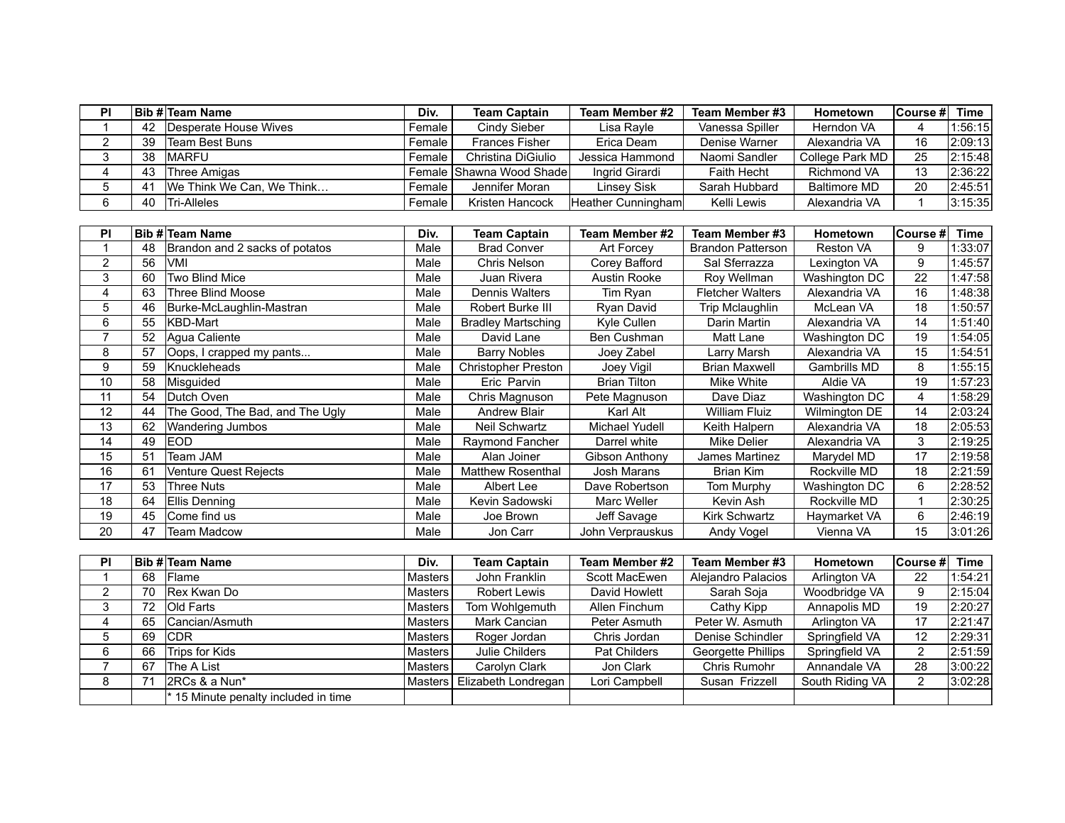| Pl | Bib # | Team Name | Div. | Team Captain | Team Member #2 | Team Member #3 | Hometown | Course # | Time |
|---|---|---|---|---|---|---|---|---|---|
| 1 | 42 | Desperate House Wives | Female | Cindy Sieber | Lisa Rayle | Vanessa Spiller | Herndon VA | 4 | 1:56:15 |
| 2 | 39 | Team Best Buns | Female | Frances Fisher | Erica Deam | Denise Warner | Alexandria VA | 16 | 2:09:13 |
| 3 | 38 | MARFU | Female | Christina DiGiulio | Jessica Hammond | Naomi Sandler | College Park MD | 25 | 2:15:48 |
| 4 | 43 | Three Amigas | Female | Shawna Wood Shade | Ingrid Girardi | Faith Hecht | Richmond VA | 13 | 2:36:22 |
| 5 | 41 | We Think We Can, We Think… | Female | Jennifer Moran | Linsey Sisk | Sarah Hubbard | Baltimore MD | 20 | 2:45:51 |
| 6 | 40 | Tri-Alleles | Female | Kristen Hancock | Heather Cunningham | Kelli Lewis | Alexandria VA | 1 | 3:15:35 |

| Pl | Bib # | Team Name | Div. | Team Captain | Team Member #2 | Team Member #3 | Hometown | Course # | Time |
|---|---|---|---|---|---|---|---|---|---|
| 1 | 48 | Brandon and 2 sacks of potatos | Male | Brad Conver | Art Forcey | Brandon Patterson | Reston VA | 9 | 1:33:07 |
| 2 | 56 | VMI | Male | Chris Nelson | Corey Bafford | Sal Sferrazza | Lexington VA | 9 | 1:45:57 |
| 3 | 60 | Two Blind Mice | Male | Juan Rivera | Austin Rooke | Roy Wellman | Washington DC | 22 | 1:47:58 |
| 4 | 63 | Three Blind Moose | Male | Dennis Walters | Tim Ryan | Fletcher Walters | Alexandria VA | 16 | 1:48:38 |
| 5 | 46 | Burke-McLaughlin-Mastran | Male | Robert Burke III | Ryan David | Trip Mclaughlin | McLean VA | 18 | 1:50:57 |
| 6 | 55 | KBD-Mart | Male | Bradley Martsching | Kyle Cullen | Darin Martin | Alexandria VA | 14 | 1:51:40 |
| 7 | 52 | Agua Caliente | Male | David Lane | Ben Cushman | Matt Lane | Washington DC | 19 | 1:54:05 |
| 8 | 57 | Oops, I crapped my pants... | Male | Barry Nobles | Joey Zabel | Larry Marsh | Alexandria VA | 15 | 1:54:51 |
| 9 | 59 | Knuckleheads | Male | Christopher Preston | Joey Vigil | Brian Maxwell | Gambrills MD | 8 | 1:55:15 |
| 10 | 58 | Misguided | Male | Eric Parvin | Brian Tilton | Mike White | Aldie VA | 19 | 1:57:23 |
| 11 | 54 | Dutch Oven | Male | Chris Magnuson | Pete Magnuson | Dave Diaz | Washington DC | 4 | 1:58:29 |
| 12 | 44 | The Good, The Bad, and The Ugly | Male | Andrew Blair | Karl Alt | William Fluiz | Wilmington DE | 14 | 2:03:24 |
| 13 | 62 | Wandering Jumbos | Male | Neil Schwartz | Michael Yudell | Keith Halpern | Alexandria VA | 18 | 2:05:53 |
| 14 | 49 | EOD | Male | Raymond Fancher | Darrel white | Mike Delier | Alexandria VA | 3 | 2:19:25 |
| 15 | 51 | Team JAM | Male | Alan Joiner | Gibson Anthony | James Martinez | Marydel MD | 17 | 2:19:58 |
| 16 | 61 | Venture Quest Rejects | Male | Matthew Rosenthal | Josh Marans | Brian Kim | Rockville MD | 18 | 2:21:59 |
| 17 | 53 | Three Nuts | Male | Albert Lee | Dave Robertson | Tom Murphy | Washington DC | 6 | 2:28:52 |
| 18 | 64 | Ellis Denning | Male | Kevin Sadowski | Marc Weller | Kevin Ash | Rockville MD | 1 | 2:30:25 |
| 19 | 45 | Come find us | Male | Joe Brown | Jeff Savage | Kirk Schwartz | Haymarket VA | 6 | 2:46:19 |
| 20 | 47 | Team Madcow | Male | Jon Carr | John Verprauskus | Andy Vogel | Vienna VA | 15 | 3:01:26 |

| Pl | Bib # | Team Name | Div. | Team Captain | Team Member #2 | Team Member #3 | Hometown | Course # | Time |
|---|---|---|---|---|---|---|---|---|---|
| 1 | 68 | Flame | Masters | John Franklin | Scott MacEwen | Alejandro Palacios | Arlington VA | 22 | 1:54:21 |
| 2 | 70 | Rex Kwan Do | Masters | Robert Lewis | David Howlett | Sarah Soja | Woodbridge VA | 9 | 2:15:04 |
| 3 | 72 | Old Farts | Masters | Tom Wohlgemuth | Allen Finchum | Cathy Kipp | Annapolis MD | 19 | 2:20:27 |
| 4 | 65 | Cancian/Asmuth | Masters | Mark Cancian | Peter Asmuth | Peter W. Asmuth | Arlington VA | 17 | 2:21:47 |
| 5 | 69 | CDR | Masters | Roger Jordan | Chris Jordan | Denise Schindler | Springfield VA | 12 | 2:29:31 |
| 6 | 66 | Trips for Kids | Masters | Julie Childers | Pat Childers | Georgette Phillips | Springfield VA | 2 | 2:51:59 |
| 7 | 67 | The A List | Masters | Carolyn Clark | Jon Clark | Chris Rumohr | Annandale VA | 28 | 3:00:22 |
| 8 | 71 | 2RCs & a Nun* | Masters | Elizabeth Londregan | Lori Campbell | Susan Frizzell | South Riding VA | 2 | 3:02:28 |
| | | * 15 Minute penalty included in time | | | | | | | |